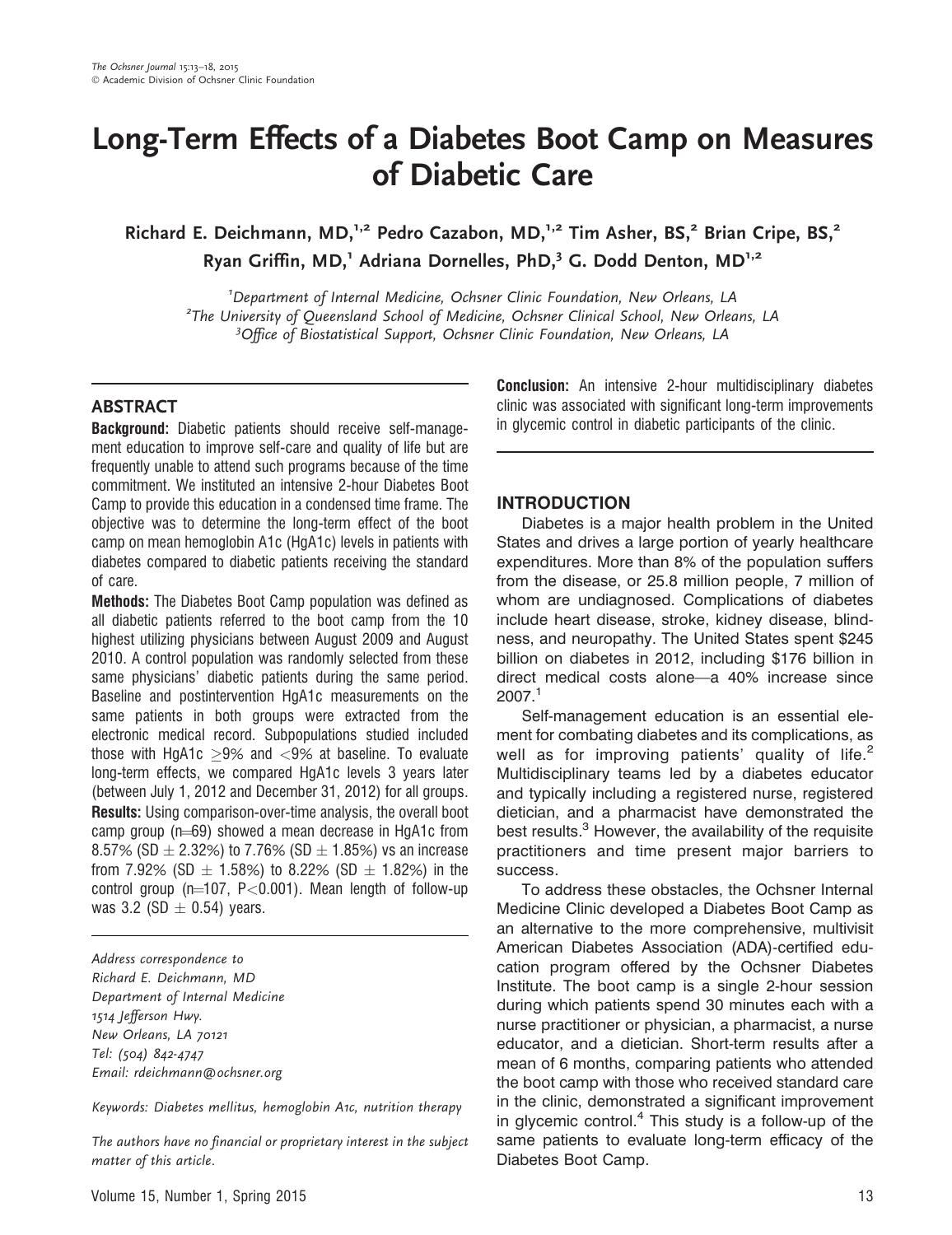# Long-Term Effects of a Diabetes Boot Camp on Measures of Diabetic Care

Richard E. Deichmann, MD,[1,2] Pedro Cazabon, MD,[1,2] Tim Asher, BS,[2] Brian Cripe, BS,[2] Ryan Griffin, MD,[1] Adriana Dornelles, PhD,[3] G. Dodd Denton, MD[1,2]

[1]Department of Internal Medicine, Ochsner Clinic Foundation, New Orleans, LA
[2]The University of Queensland School of Medicine, Ochsner Clinical School, New Orleans, LA
[3]Office of Biostatistical Support, Ochsner Clinic Foundation, New Orleans, LA

## ABSTRACT

**Background:** Diabetic patients should receive self-management education to improve self-care and quality of life but are frequently unable to attend such programs because of the time commitment. We instituted an intensive 2-hour Diabetes Boot Camp to provide this education in a condensed time frame. The objective was to determine the long-term effect of the boot camp on mean hemoglobin A1c (HgA1c) levels in patients with diabetes compared to diabetic patients receiving the standard of care.

**Methods:** The Diabetes Boot Camp population was defined as all diabetic patients referred to the boot camp from the 10 highest utilizing physicians between August 2009 and August 2010. A control population was randomly selected from these same physicians' diabetic patients during the same period. Baseline and postintervention HgA1c measurements on the same patients in both groups were extracted from the electronic medical record. Subpopulations studied included those with HgA1c $\geq$9% and $<$9% at baseline. To evaluate long-term effects, we compared HgA1c levels 3 years later (between July 1, 2012 and December 31, 2012) for all groups.

**Results:** Using comparison-over-time analysis, the overall boot camp group (n=69) showed a mean decrease in HgA1c from 8.57% (SD $\pm$ 2.32%) to 7.76% (SD $\pm$ 1.85%) vs an increase from 7.92% (SD $\pm$ 1.58%) to 8.22% (SD $\pm$ 1.82%) in the control group (n=107, $P<0.001$). Mean length of follow-up was 3.2 (SD $\pm$ 0.54) years.

**Conclusion:** An intensive 2-hour multidisciplinary diabetes clinic was associated with significant long-term improvements in glycemic control in diabetic participants of the clinic.

*Address correspondence to*
*Richard E. Deichmann, MD*
*Department of Internal Medicine*
*1514 Jefferson Hwy.*
*New Orleans, LA 70121*
*Tel: (504) 842-4747*
*Email: rdeichmann@ochsner.org*

*Keywords: Diabetes mellitus, hemoglobin A1c, nutrition therapy*

*The authors have no financial or proprietary interest in the subject matter of this article.*

## INTRODUCTION

Diabetes is a major health problem in the United States and drives a large portion of yearly healthcare expenditures. More than 8% of the population suffers from the disease, or 25.8 million people, 7 million of whom are undiagnosed. Complications of diabetes include heart disease, stroke, kidney disease, blindness, and neuropathy. The United States spent $245 billion on diabetes in 2012, including $176 billion in direct medical costs alone—a 40% increase since 2007.[1]

Self-management education is an essential element for combating diabetes and its complications, as well as for improving patients' quality of life.[2] Multidisciplinary teams led by a diabetes educator and typically including a registered nurse, registered dietician, and a pharmacist have demonstrated the best results.[3] However, the availability of the requisite practitioners and time present major barriers to success.

To address these obstacles, the Ochsner Internal Medicine Clinic developed a Diabetes Boot Camp as an alternative to the more comprehensive, multivisit American Diabetes Association (ADA)-certified education program offered by the Ochsner Diabetes Institute. The boot camp is a single 2-hour session during which patients spend 30 minutes each with a nurse practitioner or physician, a pharmacist, a nurse educator, and a dietician. Short-term results after a mean of 6 months, comparing patients who attended the boot camp with those who received standard care in the clinic, demonstrated a significant improvement in glycemic control.[4] This study is a follow-up of the same patients to evaluate long-term efficacy of the Diabetes Boot Camp.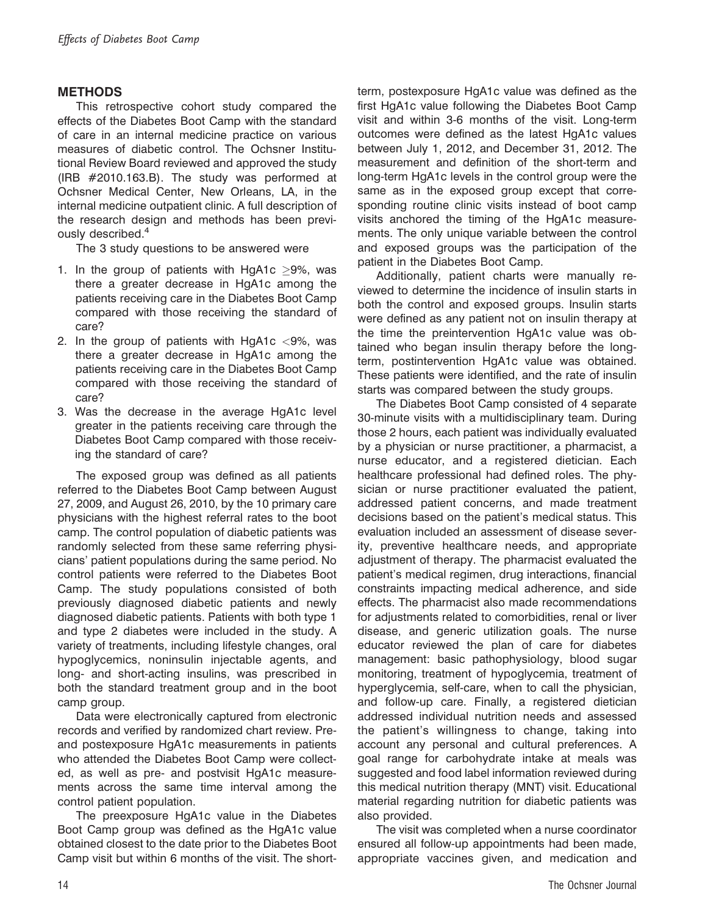## METHODS

This retrospective cohort study compared the effects of the Diabetes Boot Camp with the standard of care in an internal medicine practice on various measures of diabetic control. The Ochsner Institutional Review Board reviewed and approved the study (IRB #2010.163.B). The study was performed at Ochsner Medical Center, New Orleans, LA, in the internal medicine outpatient clinic. A full description of the research design and methods has been previously described.[4]

The 3 study questions to be answered were

1. In the group of patients with HgA1c $\geq$9%, was there a greater decrease in HgA1c among the patients receiving care in the Diabetes Boot Camp compared with those receiving the standard of care?
2. In the group of patients with HgA1c $<$9%, was there a greater decrease in HgA1c among the patients receiving care in the Diabetes Boot Camp compared with those receiving the standard of care?
3. Was the decrease in the average HgA1c level greater in the patients receiving care through the Diabetes Boot Camp compared with those receiving the standard of care?

The exposed group was defined as all patients referred to the Diabetes Boot Camp between August 27, 2009, and August 26, 2010, by the 10 primary care physicians with the highest referral rates to the boot camp. The control population of diabetic patients was randomly selected from these same referring physicians' patient populations during the same period. No control patients were referred to the Diabetes Boot Camp. The study populations consisted of both previously diagnosed diabetic patients and newly diagnosed diabetic patients. Patients with both type 1 and type 2 diabetes were included in the study. A variety of treatments, including lifestyle changes, oral hypoglycemics, noninsulin injectable agents, and long- and short-acting insulins, was prescribed in both the standard treatment group and in the boot camp group.

Data were electronically captured from electronic records and verified by randomized chart review. Pre- and postexposure HgA1c measurements in patients who attended the Diabetes Boot Camp were collected, as well as pre- and postvisit HgA1c measurements across the same time interval among the control patient population.

The preexposure HgA1c value in the Diabetes Boot Camp group was defined as the HgA1c value obtained closest to the date prior to the Diabetes Boot Camp visit but within 6 months of the visit. The short-term, postexposure HgA1c value was defined as the first HgA1c value following the Diabetes Boot Camp visit and within 3-6 months of the visit. Long-term outcomes were defined as the latest HgA1c values between July 1, 2012, and December 31, 2012. The measurement and definition of the short-term and long-term HgA1c levels in the control group were the same as in the exposed group except that corresponding routine clinic visits instead of boot camp visits anchored the timing of the HgA1c measurements. The only unique variable between the control and exposed groups was the participation of the patient in the Diabetes Boot Camp.

Additionally, patient charts were manually reviewed to determine the incidence of insulin starts in both the control and exposed groups. Insulin starts were defined as any patient not on insulin therapy at the time the preintervention HgA1c value was obtained who began insulin therapy before the long-term, postintervention HgA1c value was obtained. These patients were identified, and the rate of insulin starts was compared between the study groups.

The Diabetes Boot Camp consisted of 4 separate 30-minute visits with a multidisciplinary team. During those 2 hours, each patient was individually evaluated by a physician or nurse practitioner, a pharmacist, a nurse educator, and a registered dietician. Each healthcare professional had defined roles. The physician or nurse practitioner evaluated the patient, addressed patient concerns, and made treatment decisions based on the patient's medical status. This evaluation included an assessment of disease severity, preventive healthcare needs, and appropriate adjustment of therapy. The pharmacist evaluated the patient's medical regimen, drug interactions, financial constraints impacting medical adherence, and side effects. The pharmacist also made recommendations for adjustments related to comorbidities, renal or liver disease, and generic utilization goals. The nurse educator reviewed the plan of care for diabetes management: basic pathophysiology, blood sugar monitoring, treatment of hypoglycemia, treatment of hyperglycemia, self-care, when to call the physician, and follow-up care. Finally, a registered dietician addressed individual nutrition needs and assessed the patient's willingness to change, taking into account any personal and cultural preferences. A goal range for carbohydrate intake at meals was suggested and food label information reviewed during this medical nutrition therapy (MNT) visit. Educational material regarding nutrition for diabetic patients was also provided.

The visit was completed when a nurse coordinator ensured all follow-up appointments had been made, appropriate vaccines given, and medication and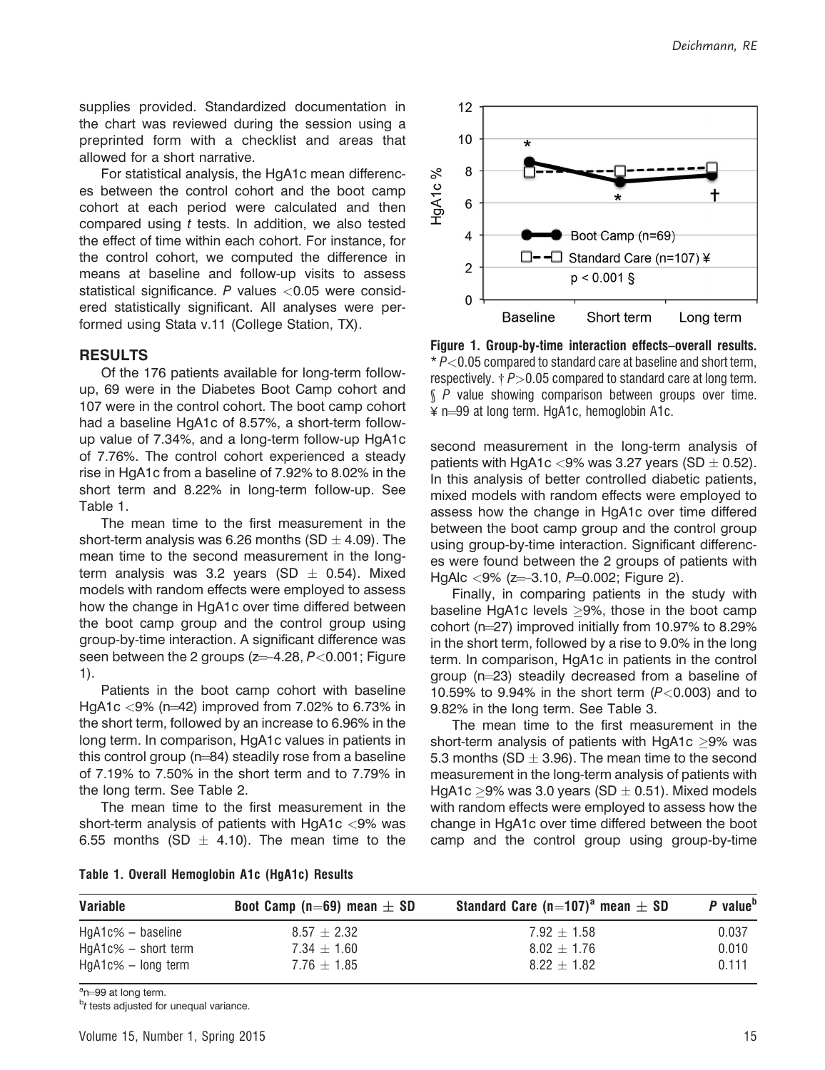supplies provided. Standardized documentation in the chart was reviewed during the session using a preprinted form with a checklist and areas that allowed for a short narrative.

For statistical analysis, the HgA1c mean differences between the control cohort and the boot camp cohort at each period were calculated and then compared using *t* tests. In addition, we also tested the effect of time within each cohort. For instance, for the control cohort, we computed the difference in means at baseline and follow-up visits to assess statistical significance. *P* values $<0.05$ were considered statistically significant. All analyses were performed using Stata v.11 (College Station, TX).

## RESULTS

Of the 176 patients available for long-term follow-up, 69 were in the Diabetes Boot Camp cohort and 107 were in the control cohort. The boot camp cohort had a baseline HgA1c of 8.57%, a short-term follow-up value of 7.34%, and a long-term follow-up HgA1c of 7.76%. The control cohort experienced a steady rise in HgA1c from a baseline of 7.92% to 8.02% in the short term and 8.22% in long-term follow-up. See Table 1.

The mean time to the first measurement in the short-term analysis was 6.26 months (SD $\pm$ 4.09). The mean time to the second measurement in the long-term analysis was 3.2 years (SD $\pm$ 0.54). Mixed models with random effects were employed to assess how the change in HgA1c over time differed between the boot camp group and the control group using group-by-time interaction. A significant difference was seen between the 2 groups ($z=-4.28$, $P<0.001$; Figure 1).

Patients in the boot camp cohort with baseline HgA1c <9% (n=42) improved from 7.02% to 6.73% in the short term, followed by an increase to 6.96% in the long term. In comparison, HgA1c values in patients in this control group (n=84) steadily rose from a baseline of 7.19% to 7.50% in the short term and to 7.79% in the long term. See Table 2.

The mean time to the first measurement in the short-term analysis of patients with HgA1c <9% was 6.55 months (SD $\pm$ 4.10). The mean time to the second measurement in the long-term analysis of patients with HgA1c <9% was 3.27 years (SD $\pm$ 0.52). In this analysis of better controlled diabetic patients, mixed models with random effects were employed to assess how the change in HgA1c over time differed between the boot camp group and the control group using group-by-time interaction. Significant differences were found between the 2 groups of patients with HgAlc <9% ($z=-3.10$, $P=0.002$; Figure 2).

Finally, in comparing patients in the study with baseline HgA1c levels $\geq$9%, those in the boot camp cohort (n=27) improved initially from 10.97% to 8.29% in the short term, followed by a rise to 9.0% in the long term. In comparison, HgA1c in patients in the control group (n=23) steadily decreased from a baseline of 10.59% to 9.94% in the short term ($P<0.003$) and to 9.82% in the long term. See Table 3.

The mean time to the first measurement in the short-term analysis of patients with HgA1c $\geq$9% was 5.3 months (SD $\pm$ 3.96). The mean time to the second measurement in the long-term analysis of patients with HgA1c $\geq$9% was 3.0 years (SD $\pm$ 0.51). Mixed models with random effects were employed to assess how the change in HgA1c over time differed between the boot camp and the control group using group-by-time

**Figure 1. Group-by-time interaction effects–overall results.** * $P<0.05$ compared to standard care at baseline and short term, respectively. † $P>0.05$ compared to standard care at long term. § *P* value showing comparison between groups over time. ¥ n=99 at long term. HgA1c, hemoglobin A1c.

**Table 1. Overall Hemoglobin A1c (HgA1c) Results**

| Variable | Boot Camp (n=69) mean $\pm$ SD | Standard Care (n=107)[a] mean $\pm$ SD | *P* value[b] |
|---|---|---|---|
| HgA1c% – baseline | 8.57 $\pm$ 2.32 | 7.92 $\pm$ 1.58 | 0.037 |
| HgA1c% – short term | 7.34 $\pm$ 1.60 | 8.02 $\pm$ 1.76 | 0.010 |
| HgA1c% – long term | 7.76 $\pm$ 1.85 | 8.22 $\pm$ 1.82 | 0.111 |

[a]n=99 at long term.

[b]*t* tests adjusted for unequal variance.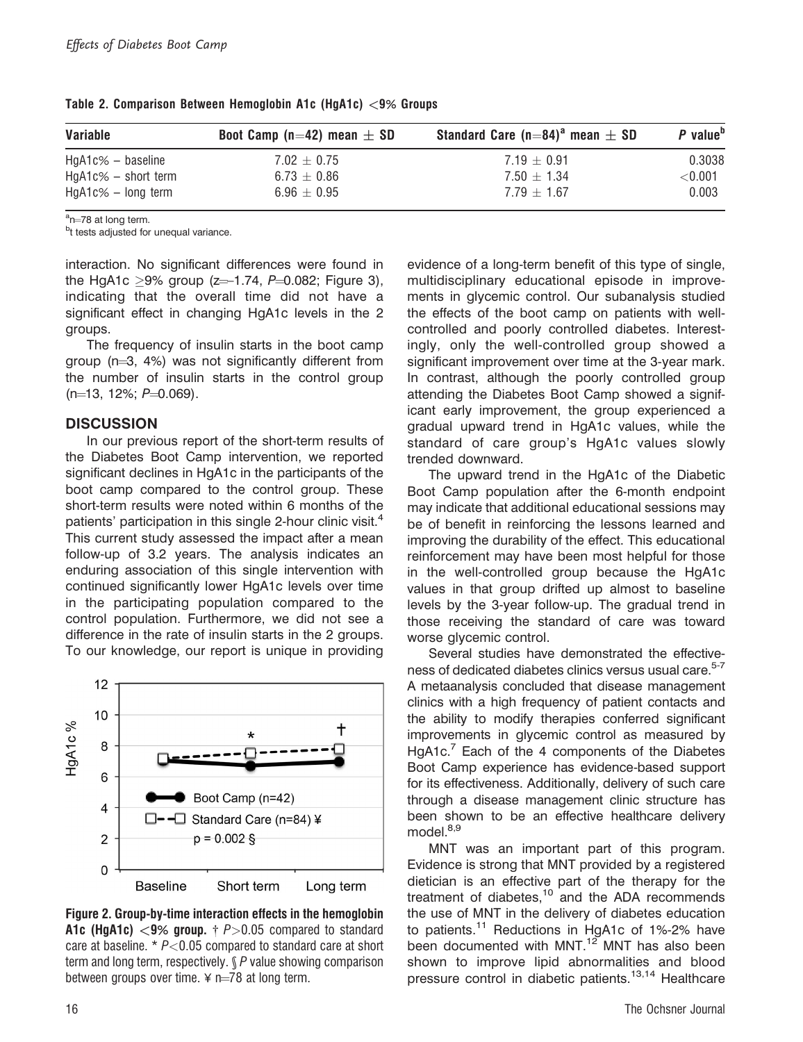Table 2. Comparison Between Hemoglobin A1c (HgA1c) <9% Groups

| Variable | Boot Camp (n=42) mean ± SD | Standard Care (n=84)[a] mean ± SD | P value[b] |
| --- | --- | --- | --- |
| HgA1c% – baseline | 7.02 ± 0.75 | 7.19 ± 0.91 | 0.3038 |
| HgA1c% – short term | 6.73 ± 0.86 | 7.50 ± 1.34 | <0.001 |
| HgA1c% – long term | 6.96 ± 0.95 | 7.79 ± 1.67 | 0.003 |

[a]n=78 at long term.
[b]t tests adjusted for unequal variance.

interaction. No significant differences were found in the HgA1c ≥9% group ($z=-1.74$, $P=0.082$; Figure 3), indicating that the overall time did not have a significant effect in changing HgA1c levels in the 2 groups.

The frequency of insulin starts in the boot camp group (n=3, 4%) was not significantly different from the number of insulin starts in the control group (n=13, 12%; $P=0.069$).

## DISCUSSION

In our previous report of the short-term results of the Diabetes Boot Camp intervention, we reported significant declines in HgA1c in the participants of the boot camp compared to the control group. These short-term results were noted within 6 months of the patients' participation in this single 2-hour clinic visit.[4] This current study assessed the impact after a mean follow-up of 3.2 years. The analysis indicates an enduring association of this single intervention with continued significantly lower HgA1c levels over time in the participating population compared to the control population. Furthermore, we did not see a difference in the rate of insulin starts in the 2 groups. To our knowledge, our report is unique in providing evidence of a long-term benefit of this type of single, multidisciplinary educational episode in improvements in glycemic control. Our subanalysis studied the effects of the boot camp on patients with well-controlled and poorly controlled diabetes. Interestingly, only the well-controlled group showed a significant improvement over time at the 3-year mark. In contrast, although the poorly controlled group attending the Diabetes Boot Camp showed a significant early improvement, the group experienced a gradual upward trend in HgA1c values, while the standard of care group's HgA1c values slowly trended downward.

Figure 2. Group-by-time interaction effects in the hemoglobin A1c (HgA1c) <9% group. † $P>0.05$ compared to standard care at baseline. * $P<0.05$ compared to standard care at short term and long term, respectively. § P value showing comparison between groups over time. ¥ n=78 at long term.

The upward trend in the HgA1c of the Diabetic Boot Camp population after the 6-month endpoint may indicate that additional educational sessions may be of benefit in reinforcing the lessons learned and improving the durability of the effect. This educational reinforcement may have been most helpful for those in the well-controlled group because the HgA1c values in that group drifted up almost to baseline levels by the 3-year follow-up. The gradual trend in those receiving the standard of care was toward worse glycemic control.

Several studies have demonstrated the effectiveness of dedicated diabetes clinics versus usual care.[5-7] A metaanalysis concluded that disease management clinics with a high frequency of patient contacts and the ability to modify therapies conferred significant improvements in glycemic control as measured by HgA1c.[7] Each of the 4 components of the Diabetes Boot Camp experience has evidence-based support for its effectiveness. Additionally, delivery of such care through a disease management clinic structure has been shown to be an effective healthcare delivery model.[8,9]

MNT was an important part of this program. Evidence is strong that MNT provided by a registered dietician is an effective part of the therapy for the treatment of diabetes,[10] and the ADA recommends the use of MNT in the delivery of diabetes education to patients.[11] Reductions in HgA1c of 1%-2% have been documented with MNT.[12] MNT has also been shown to improve lipid abnormalities and blood pressure control in diabetic patients.[13,14] Healthcare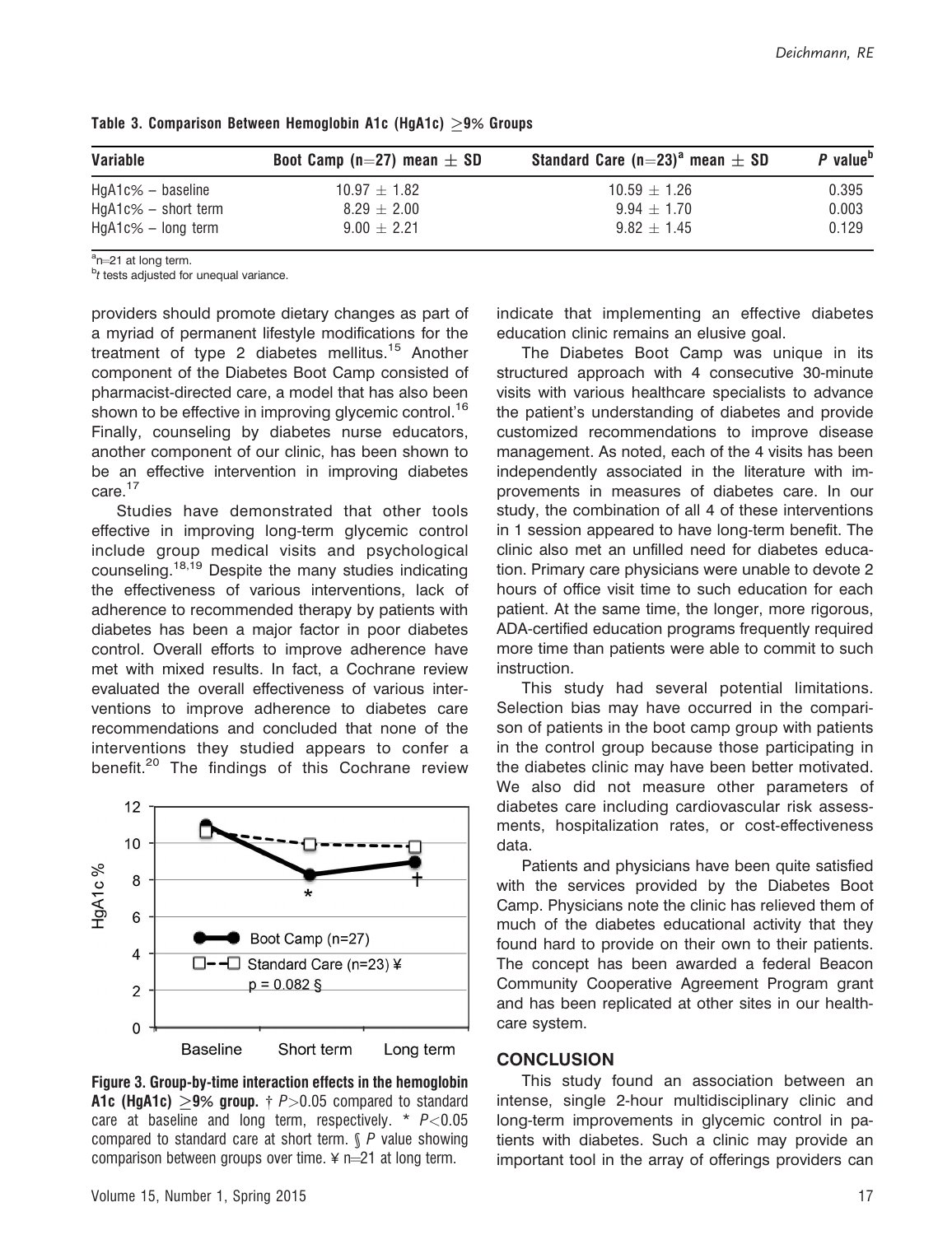**Table 3. Comparison Between Hemoglobin A1c (HgA1c) $\geq$9% Groups**

| Variable | Boot Camp (n=27) mean ± SD | Standard Care (n=23)[a] mean ± SD | *P* value[b] |
|---|---|---|---|
| HgA1c% – baseline | 10.97 ± 1.82 | 10.59 ± 1.26 | 0.395 |
| HgA1c% – short term | 8.29 ± 2.00 | 9.94 ± 1.70 | 0.003 |
| HgA1c% – long term | 9.00 ± 2.21 | 9.82 ± 1.45 | 0.129 |

[a]n=21 at long term.
[b]*t* tests adjusted for unequal variance.

providers should promote dietary changes as part of a myriad of permanent lifestyle modifications for the treatment of type 2 diabetes mellitus.[15] Another component of the Diabetes Boot Camp consisted of pharmacist-directed care, a model that has also been shown to be effective in improving glycemic control.[16] Finally, counseling by diabetes nurse educators, another component of our clinic, has been shown to be an effective intervention in improving diabetes care.[17]

Studies have demonstrated that other tools effective in improving long-term glycemic control include group medical visits and psychological counseling.[18,19] Despite the many studies indicating the effectiveness of various interventions, lack of adherence to recommended therapy by patients with diabetes has been a major factor in poor diabetes control. Overall efforts to improve adherence have met with mixed results. In fact, a Cochrane review evaluated the overall effectiveness of various interventions to improve adherence to diabetes care recommendations and concluded that none of the interventions they studied appears to confer a benefit.[20] The findings of this Cochrane review indicate that implementing an effective diabetes education clinic remains an elusive goal.

**Figure 3. Group-by-time interaction effects in the hemoglobin A1c (HgA1c) $\geq$9% group.** † $P>0.05$ compared to standard care at baseline and long term, respectively. * $P<0.05$ compared to standard care at short term. § *P* value showing comparison between groups over time. ¥ n=21 at long term.

The Diabetes Boot Camp was unique in its structured approach with 4 consecutive 30-minute visits with various healthcare specialists to advance the patient's understanding of diabetes and provide customized recommendations to improve disease management. As noted, each of the 4 visits has been independently associated in the literature with improvements in measures of diabetes care. In our study, the combination of all 4 of these interventions in 1 session appeared to have long-term benefit. The clinic also met an unfilled need for diabetes education. Primary care physicians were unable to devote 2 hours of office visit time to such education for each patient. At the same time, the longer, more rigorous, ADA-certified education programs frequently required more time than patients were able to commit to such instruction.

This study had several potential limitations. Selection bias may have occurred in the comparison of patients in the boot camp group with patients in the control group because those participating in the diabetes clinic may have been better motivated. We also did not measure other parameters of diabetes care including cardiovascular risk assessments, hospitalization rates, or cost-effectiveness data.

Patients and physicians have been quite satisfied with the services provided by the Diabetes Boot Camp. Physicians note the clinic has relieved them of much of the diabetes educational activity that they found hard to provide on their own to their patients. The concept has been awarded a federal Beacon Community Cooperative Agreement Program grant and has been replicated at other sites in our healthcare system.

## CONCLUSION

This study found an association between an intense, single 2-hour multidisciplinary clinic and long-term improvements in glycemic control in patients with diabetes. Such a clinic may provide an important tool in the array of offerings providers can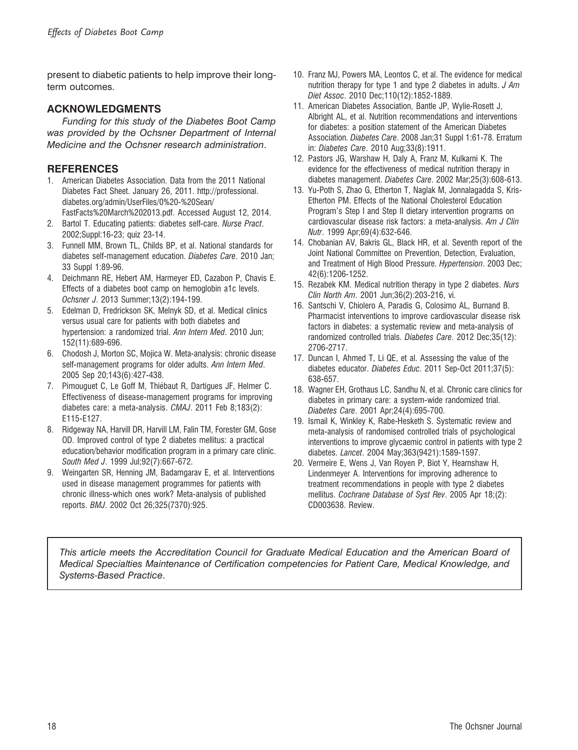present to diabetic patients to help improve their long-term outcomes.

## ACKNOWLEDGMENTS

*Funding for this study of the Diabetes Boot Camp was provided by the Ochsner Department of Internal Medicine and the Ochsner research administration*.

## REFERENCES

1. American Diabetes Association. Data from the 2011 National Diabetes Fact Sheet. January 26, 2011. http://professional.diabetes.org/admin/UserFiles/0%20-%20Sean/FastFacts%20March%202013.pdf. Accessed August 12, 2014.
2. Bartol T. Educating patients: diabetes self-care. *Nurse Pract*. 2002;Suppl:16-23; quiz 23-14.
3. Funnell MM, Brown TL, Childs BP, et al. National standards for diabetes self-management education. *Diabetes Care*. 2010 Jan; 33 Suppl 1:89-96.
4. Deichmann RE, Hebert AM, Harmeyer ED, Cazabon P, Chavis E. Effects of a diabetes boot camp on hemoglobin a1c levels. *Ochsner J*. 2013 Summer;13(2):194-199.
5. Edelman D, Fredrickson SK, Melnyk SD, et al. Medical clinics versus usual care for patients with both diabetes and hypertension: a randomized trial. *Ann Intern Med*. 2010 Jun; 152(11):689-696.
6. Chodosh J, Morton SC, Mojica W. Meta-analysis: chronic disease self-management programs for older adults. *Ann Intern Med*. 2005 Sep 20;143(6):427-438.
7. Pimouguet C, Le Goff M, Thiébaut R, Dartigues JF, Helmer C. Effectiveness of disease-management programs for improving diabetes care: a meta-analysis. *CMAJ*. 2011 Feb 8;183(2): E115-E127.
8. Ridgeway NA, Harvill DR, Harvill LM, Falin TM, Forester GM, Gose OD. Improved control of type 2 diabetes mellitus: a practical education/behavior modification program in a primary care clinic. *South Med J*. 1999 Jul;92(7):667-672.
9. Weingarten SR, Henning JM, Badamgarav E, et al. Interventions used in disease management programmes for patients with chronic illness-which ones work? Meta-analysis of published reports. *BMJ*. 2002 Oct 26;325(7370):925.
10. Franz MJ, Powers MA, Leontos C, et al. The evidence for medical nutrition therapy for type 1 and type 2 diabetes in adults. *J Am Diet Assoc*. 2010 Dec;110(12):1852-1889.
11. American Diabetes Association, Bantle JP, Wylie-Rosett J, Albright AL, et al. Nutrition recommendations and interventions for diabetes: a position statement of the American Diabetes Association. *Diabetes Care*. 2008 Jan;31 Suppl 1:61-78. Erratum in: *Diabetes Care*. 2010 Aug;33(8):1911.
12. Pastors JG, Warshaw H, Daly A, Franz M, Kulkarni K. The evidence for the effectiveness of medical nutrition therapy in diabetes management. *Diabetes Care*. 2002 Mar;25(3):608-613.
13. Yu-Poth S, Zhao G, Etherton T, Naglak M, Jonnalagadda S, Kris-Etherton PM. Effects of the National Cholesterol Education Program's Step I and Step II dietary intervention programs on cardiovascular disease risk factors: a meta-analysis. *Am J Clin Nutr*. 1999 Apr;69(4):632-646.
14. Chobanian AV, Bakris GL, Black HR, et al. Seventh report of the Joint National Committee on Prevention, Detection, Evaluation, and Treatment of High Blood Pressure. *Hypertension*. 2003 Dec; 42(6):1206-1252.
15. Rezabek KM. Medical nutrition therapy in type 2 diabetes. *Nurs Clin North Am*. 2001 Jun;36(2):203-216, vi.
16. Santschi V, Chiolero A, Paradis G, Colosimo AL, Burnand B. Pharmacist interventions to improve cardiovascular disease risk factors in diabetes: a systematic review and meta-analysis of randomized controlled trials. *Diabetes Care*. 2012 Dec;35(12): 2706-2717.
17. Duncan I, Ahmed T, Li QE, et al. Assessing the value of the diabetes educator. *Diabetes Educ*. 2011 Sep-Oct 2011;37(5): 638-657.
18. Wagner EH, Grothaus LC, Sandhu N, et al. Chronic care clinics for diabetes in primary care: a system-wide randomized trial. *Diabetes Care*. 2001 Apr;24(4):695-700.
19. Ismail K, Winkley K, Rabe-Hesketh S. Systematic review and meta-analysis of randomised controlled trials of psychological interventions to improve glycaemic control in patients with type 2 diabetes. *Lancet*. 2004 May;363(9421):1589-1597.
20. Vermeire E, Wens J, Van Royen P, Biot Y, Hearnshaw H, Lindenmeyer A. Interventions for improving adherence to treatment recommendations in people with type 2 diabetes mellitus. *Cochrane Database of Syst Rev*. 2005 Apr 18;(2): CD003638. Review.

*This article meets the Accreditation Council for Graduate Medical Education and the American Board of Medical Specialties Maintenance of Certification competencies for Patient Care, Medical Knowledge, and Systems-Based Practice*.